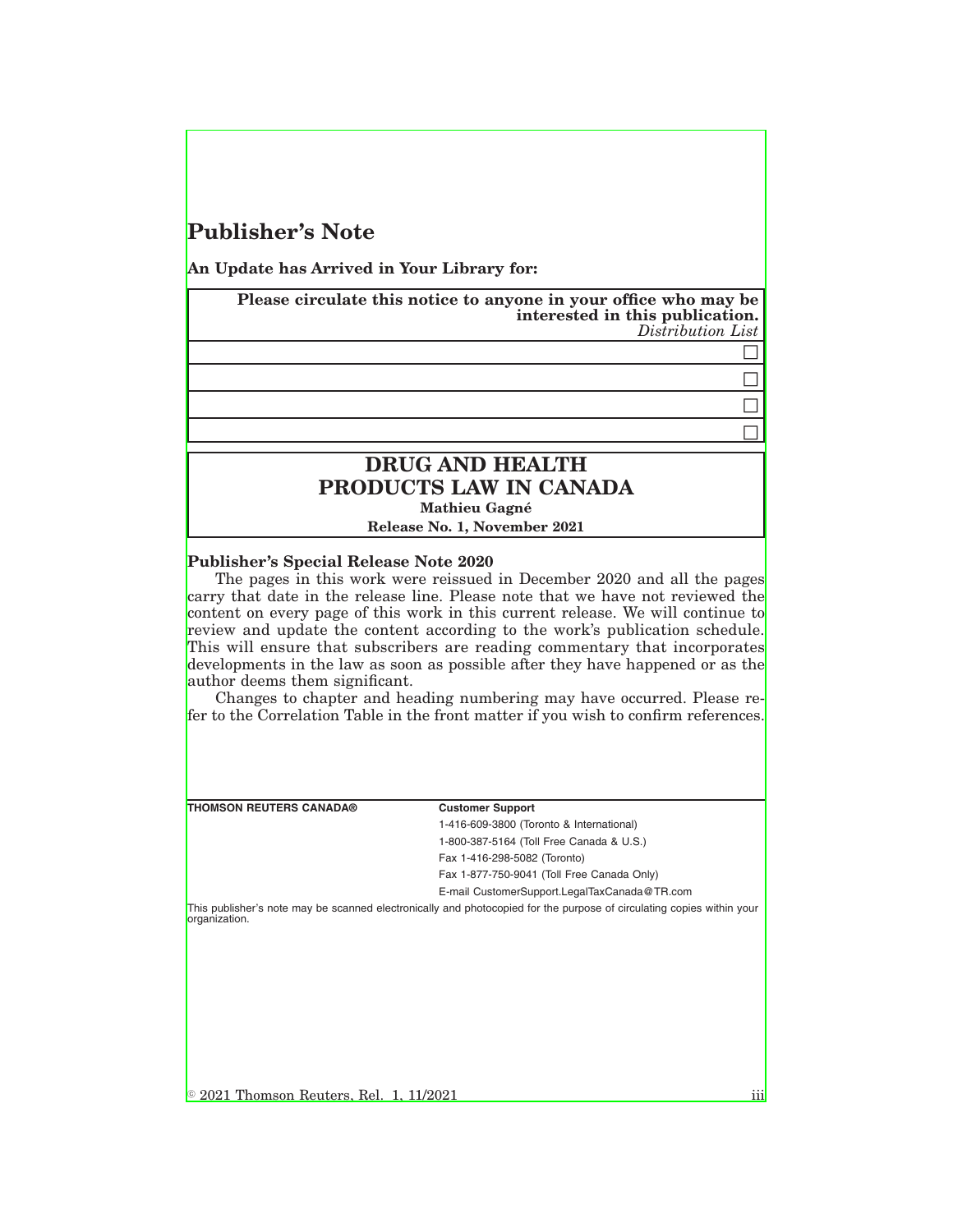# Publisher's Note

**An Update has Arrived in Your Library for:**

| **Please circulate this notice to anyone in your office who may be interested in this publication.** *Distribution List* |
| --- |
| ☐ |
| ☐ |
| ☐ |
| ☐ |

## DRUG AND HEALTH PRODUCTS LAW IN CANADA

**Mathieu Gagné**

**Release No. 1, November 2021**

**Publisher's Special Release Note 2020**

The pages in this work were reissued in December 2020 and all the pages carry that date in the release line. Please note that we have not reviewed the content on every page of this work in this current release. We will continue to review and update the content according to the work's publication schedule. This will ensure that subscribers are reading commentary that incorporates developments in the law as soon as possible after they have happened or as the author deems them significant.

Changes to chapter and heading numbering may have occurred. Please refer to the Correlation Table in the front matter if you wish to confirm references.

**THOMSON REUTERS CANADA®**

**Customer Support**

1-416-609-3800 (Toronto & International)

1-800-387-5164 (Toll Free Canada & U.S.)

Fax 1-416-298-5082 (Toronto)

Fax 1-877-750-9041 (Toll Free Canada Only)

E-mail CustomerSupport.LegalTaxCanada@TR.com

This publisher's note may be scanned electronically and photocopied for the purpose of circulating copies within your organization.

© 2021 Thomson Reuters, Rel. 1, 11/2021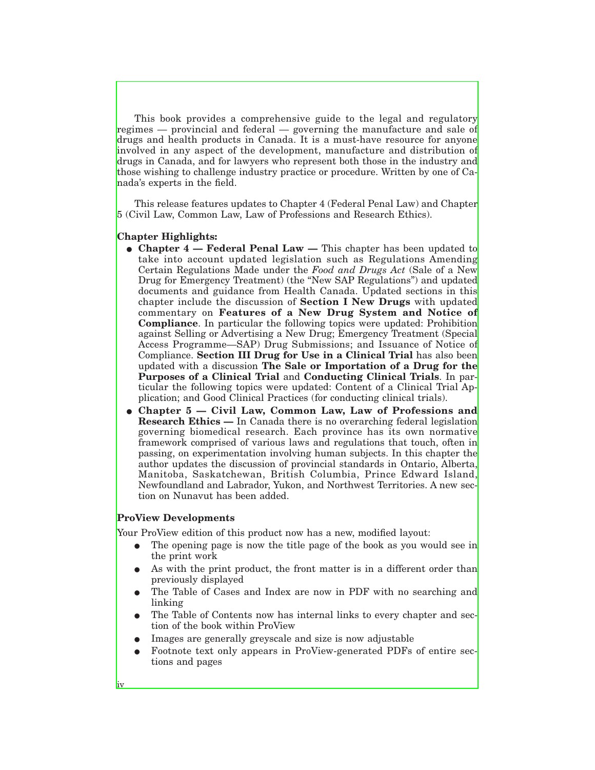This book provides a comprehensive guide to the legal and regulatory regimes — provincial and federal — governing the manufacture and sale of drugs and health products in Canada. It is a must-have resource for anyone involved in any aspect of the development, manufacture and distribution of drugs in Canada, and for lawyers who represent both those in the industry and those wishing to challenge industry practice or procedure. Written by one of Canada's experts in the field.

This release features updates to Chapter 4 (Federal Penal Law) and Chapter 5 (Civil Law, Common Law, Law of Professions and Research Ethics).

**Chapter Highlights:**

- **Chapter 4 — Federal Penal Law —** This chapter has been updated to take into account updated legislation such as Regulations Amending Certain Regulations Made under the *Food and Drugs Act* (Sale of a New Drug for Emergency Treatment) (the "New SAP Regulations") and updated documents and guidance from Health Canada. Updated sections in this chapter include the discussion of **Section I New Drugs** with updated commentary on **Features of a New Drug System and Notice of Compliance**. In particular the following topics were updated: Prohibition against Selling or Advertising a New Drug; Emergency Treatment (Special Access Programme—SAP) Drug Submissions; and Issuance of Notice of Compliance. **Section III Drug for Use in a Clinical Trial** has also been updated with a discussion **The Sale or Importation of a Drug for the Purposes of a Clinical Trial** and **Conducting Clinical Trials**. In particular the following topics were updated: Content of a Clinical Trial Application; and Good Clinical Practices (for conducting clinical trials).
- **Chapter 5 — Civil Law, Common Law, Law of Professions and Research Ethics —** In Canada there is no overarching federal legislation governing biomedical research. Each province has its own normative framework comprised of various laws and regulations that touch, often in passing, on experimentation involving human subjects. In this chapter the author updates the discussion of provincial standards in Ontario, Alberta, Manitoba, Saskatchewan, British Columbia, Prince Edward Island, Newfoundland and Labrador, Yukon, and Northwest Territories. A new section on Nunavut has been added.

**ProView Developments**

Your ProView edition of this product now has a new, modified layout:

- The opening page is now the title page of the book as you would see in the print work
- As with the print product, the front matter is in a different order than previously displayed
- The Table of Cases and Index are now in PDF with no searching and linking
- The Table of Contents now has internal links to every chapter and section of the book within ProView
- Images are generally greyscale and size is now adjustable
- Footnote text only appears in ProView-generated PDFs of entire sections and pages